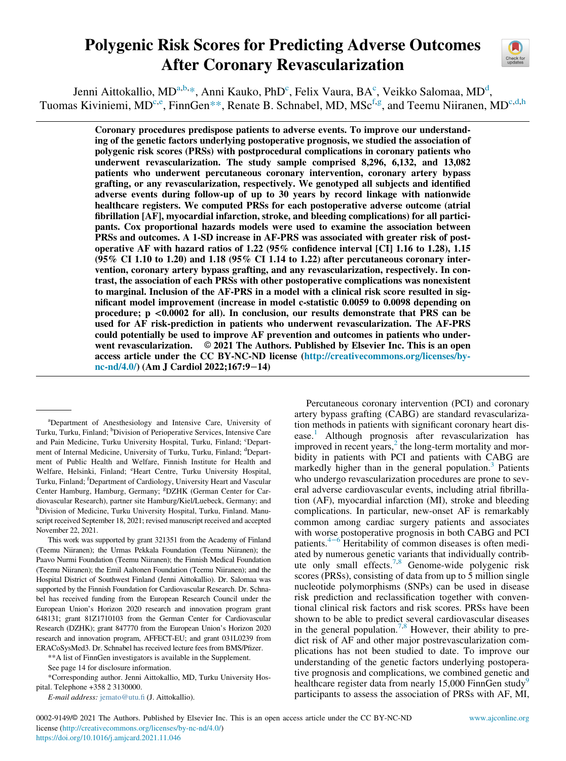# Polygenic Risk Scores for Predicting Adverse Outcomes After Coronary Revascularization

Jenni Aittokallio, MD[a,b,*], Anni Kauko, PhD[c], Felix Vaura, BA[c], Veikko Salomaa, MD[d], Tuomas Kiviniemi, MD[c,e], FinnGen[**], Renate B. Schnabel, MD, MSc[f,g], and Teemu Niiranen, MD[c,d,h]

**Coronary procedures predispose patients to adverse events. To improve our understanding of the genetic factors underlying postoperative prognosis, we studied the association of polygenic risk scores (PRSs) with postprocedural complications in coronary patients who underwent revascularization. The study sample comprised 8,296, 6,132, and 13,082 patients who underwent percutaneous coronary intervention, coronary artery bypass grafting, or any revascularization, respectively. We genotyped all subjects and identified adverse events during follow-up of up to 30 years by record linkage with nationwide healthcare registers. We computed PRSs for each postoperative adverse outcome (atrial fibrillation [AF], myocardial infarction, stroke, and bleeding complications) for all participants. Cox proportional hazards models were used to examine the association between PRSs and outcomes. A 1-SD increase in AF-PRS was associated with greater risk of postoperative AF with hazard ratios of 1.22 (95% confidence interval [CI] 1.16 to 1.28), 1.15 (95% CI 1.10 to 1.20) and 1.18 (95% CI 1.14 to 1.22) after percutaneous coronary intervention, coronary artery bypass grafting, and any revascularization, respectively. In contrast, the association of each PRSs with other postoperative complications was nonexistent to marginal. Inclusion of the AF-PRS in a model with a clinical risk score resulted in significant model improvement (increase in model c-statistic 0.0059 to 0.0098 depending on procedure; p <0.0002 for all). In conclusion, our results demonstrate that PRS can be used for AF risk-prediction in patients who underwent revascularization. The AF-PRS could potentially be used to improve AF prevention and outcomes in patients who underwent revascularization. © 2021 The Authors. Published by Elsevier Inc. This is an open access article under the CC BY-NC-ND license (http://creativecommons.org/licenses/by-nc-nd/4.0/) (Am J Cardiol 2022;167:9−14)**

Percutaneous coronary intervention (PCI) and coronary artery bypass grafting (CABG) are standard revascularization methods in patients with significant coronary heart disease.[1] Although prognosis after revascularization has improved in recent years,[2] the long-term mortality and morbidity in patients with PCI and patients with CABG are markedly higher than in the general population.[3] Patients who undergo revascularization procedures are prone to several adverse cardiovascular events, including atrial fibrillation (AF), myocardial infarction (MI), stroke and bleeding complications. In particular, new-onset AF is remarkably common among cardiac surgery patients and associates with worse postoperative prognosis in both CABG and PCI patients.[4−6] Heritability of common diseases is often mediated by numerous genetic variants that individually contribute only small effects.[7,8] Genome-wide polygenic risk scores (PRSs), consisting of data from up to 5 million single nucleotide polymorphisms (SNPs) can be used in disease risk prediction and reclassification together with conventional clinical risk factors and risk scores. PRSs have been shown to be able to predict several cardiovascular diseases in the general population.[7,8] However, their ability to predict risk of AF and other major postrevascularization complications has not been studied to date. To improve our understanding of the genetic factors underlying postoperative prognosis and complications, we combined genetic and healthcare register data from nearly 15,000 FinnGen study[9] participants to assess the association of PRSs with AF, MI,

---

[a]Department of Anesthesiology and Intensive Care, University of Turku, Turku, Finland; [b]Division of Perioperative Services, Intensive Care and Pain Medicine, Turku University Hospital, Turku, Finland; [c]Department of Internal Medicine, University of Turku, Turku, Finland; [d]Department of Public Health and Welfare, Finnish Institute for Health and Welfare, Helsinki, Finland; [e]Heart Centre, Turku University Hospital, Turku, Finland; [f]Department of Cardiology, University Heart and Vascular Center Hamburg, Hamburg, Germany; [g]DZHK (German Center for Cardiovascular Research), partner site Hamburg/Kiel/Luebeck, Germany; and [h]Division of Medicine, Turku University Hospital, Turku, Finland. Manuscript received September 18, 2021; revised manuscript received and accepted November 22, 2021.

This work was supported by grant 321351 from the Academy of Finland (Teemu Niiranen); the Urmas Pekkala Foundation (Teemu Niiranen); the Paavo Nurmi Foundation (Teemu Niiranen); the Finnish Medical Foundation (Teemu Niiranen); the Emil Aaltonen Foundation (Teemu Niiranen); and the Hospital District of Southwest Finland (Jenni Aittokallio). Dr. Salomaa was supported by the Finnish Foundation for Cardiovascular Research. Dr. Schnabel has received funding from the European Research Council under the European Union's Horizon 2020 research and innovation program grant 648131; grant 81Z1710103 from the German Center for Cardiovascular Research (DZHK); grant 847770 from the European Union's Horizon 2020 research and innovation program, AFFECT-EU; and grant 031L0239 from ERACoSysMed3. Dr. Schnabel has received lecture fees from BMS/Pfizer.

**A list of FinnGen investigators is available in the Supplement.

See page 14 for disclosure information.

*Corresponding author. Jenni Aittokallio, MD, Turku University Hospital. Telephone +358 2 3130000.

*E-mail address:* jemato@utu.fi (J. Aittokallio).

0002-9149/© 2021 The Authors. Published by Elsevier Inc. This is an open access article under the CC BY-NC-ND license (http://creativecommons.org/licenses/by-nc-nd/4.0/)
https://doi.org/10.1016/j.amjcard.2021.11.046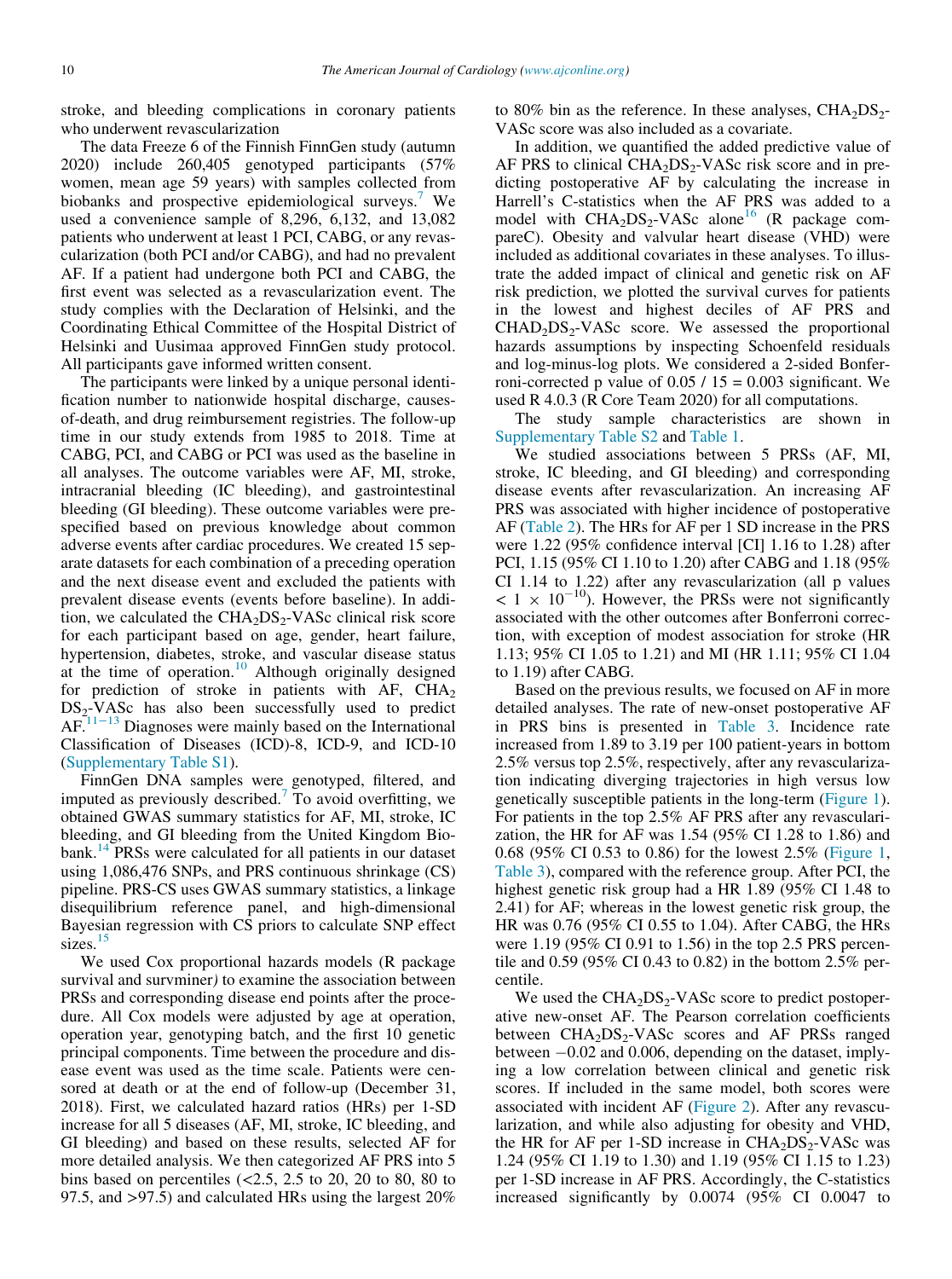stroke, and bleeding complications in coronary patients who underwent revascularization

The data Freeze 6 of the Finnish FinnGen study (autumn 2020) include 260,405 genotyped participants (57% women, mean age 59 years) with samples collected from biobanks and prospective epidemiological surveys.[7] We used a convenience sample of 8,296, 6,132, and 13,082 patients who underwent at least 1 PCI, CABG, or any revascularization (both PCI and/or CABG), and had no prevalent AF. If a patient had undergone both PCI and CABG, the first event was selected as a revascularization event. The study complies with the Declaration of Helsinki, and the Coordinating Ethical Committee of the Hospital District of Helsinki and Uusimaa approved FinnGen study protocol. All participants gave informed written consent.

The participants were linked by a unique personal identification number to nationwide hospital discharge, causes-of-death, and drug reimbursement registries. The follow-up time in our study extends from 1985 to 2018. Time at CABG, PCI, and CABG or PCI was used as the baseline in all analyses. The outcome variables were AF, MI, stroke, intracranial bleeding (IC bleeding), and gastrointestinal bleeding (GI bleeding). These outcome variables were prespecified based on previous knowledge about common adverse events after cardiac procedures. We created 15 separate datasets for each combination of a preceding operation and the next disease event and excluded the patients with prevalent disease events (events before baseline). In addition, we calculated the $CHA_2DS_2$-VASc clinical risk score for each participant based on age, gender, heart failure, hypertension, diabetes, stroke, and vascular disease status at the time of operation.[10] Although originally designed for prediction of stroke in patients with AF, $CHA_2DS_2$-VASc has also been successfully used to predict AF.[11–13] Diagnoses were mainly based on the International Classification of Diseases (ICD)-8, ICD-9, and ICD-10 (Supplementary Table S1).

FinnGen DNA samples were genotyped, filtered, and imputed as previously described.[7] To avoid overfitting, we obtained GWAS summary statistics for AF, MI, stroke, IC bleeding, and GI bleeding from the United Kingdom Biobank.[14] PRSs were calculated for all patients in our dataset using 1,086,476 SNPs, and PRS continuous shrinkage (CS) pipeline. PRS-CS uses GWAS summary statistics, a linkage disequilibrium reference panel, and high-dimensional Bayesian regression with CS priors to calculate SNP effect sizes.[15]

We used Cox proportional hazards models (R package survival and survminer) to examine the association between PRSs and corresponding disease end points after the procedure. All Cox models were adjusted by age at operation, operation year, genotyping batch, and the first 10 genetic principal components. Time between the procedure and disease event was used as the time scale. Patients were censored at death or at the end of follow-up (December 31, 2018). First, we calculated hazard ratios (HRs) per 1-SD increase for all 5 diseases (AF, MI, stroke, IC bleeding, and GI bleeding) and based on these results, selected AF for more detailed analysis. We then categorized AF PRS into 5 bins based on percentiles (<2.5, 2.5 to 20, 20 to 80, 80 to 97.5, and >97.5) and calculated HRs using the largest 20% to 80% bin as the reference. In these analyses, $CHA_2DS_2$-VASc score was also included as a covariate.

In addition, we quantified the added predictive value of AF PRS to clinical $CHA_2DS_2$-VASc risk score and in predicting postoperative AF by calculating the increase in Harrell's C-statistics when the AF PRS was added to a model with $CHA_2DS_2$-VASc alone[16] (R package compareC). Obesity and valvular heart disease (VHD) were included as additional covariates in these analyses. To illustrate the added impact of clinical and genetic risk on AF risk prediction, we plotted the survival curves for patients in the lowest and highest deciles of AF PRS and $CHAD_2DS_2$-VASc score. We assessed the proportional hazards assumptions by inspecting Schoenfeld residuals and log-minus-log plots. We considered a 2-sided Bonferroni-corrected p value of 0.05 / 15 = 0.003 significant. We used R 4.0.3 (R Core Team 2020) for all computations.

The study sample characteristics are shown in Supplementary Table S2 and Table 1.

We studied associations between 5 PRSs (AF, MI, stroke, IC bleeding, and GI bleeding) and corresponding disease events after revascularization. An increasing AF PRS was associated with higher incidence of postoperative AF (Table 2). The HRs for AF per 1 SD increase in the PRS were 1.22 (95% confidence interval [CI] 1.16 to 1.28) after PCI, 1.15 (95% CI 1.10 to 1.20) after CABG and 1.18 (95% CI 1.14 to 1.22) after any revascularization (all p values $< 1 \times 10^{-10}$). However, the PRSs were not significantly associated with the other outcomes after Bonferroni correction, with exception of modest association for stroke (HR 1.13; 95% CI 1.05 to 1.21) and MI (HR 1.11; 95% CI 1.04 to 1.19) after CABG.

Based on the previous results, we focused on AF in more detailed analyses. The rate of new-onset postoperative AF in PRS bins is presented in Table 3. Incidence rate increased from 1.89 to 3.19 per 100 patient-years in bottom 2.5% versus top 2.5%, respectively, after any revascularization indicating diverging trajectories in high versus low genetically susceptible patients in the long-term (Figure 1). For patients in the top 2.5% AF PRS after any revascularization, the HR for AF was 1.54 (95% CI 1.28 to 1.86) and 0.68 (95% CI 0.53 to 0.86) for the lowest 2.5% (Figure 1, Table 3), compared with the reference group. After PCI, the highest genetic risk group had a HR 1.89 (95% CI 1.48 to 2.41) for AF; whereas in the lowest genetic risk group, the HR was 0.76 (95% CI 0.55 to 1.04). After CABG, the HRs were 1.19 (95% CI 0.91 to 1.56) in the top 2.5 PRS percentile and 0.59 (95% CI 0.43 to 0.82) in the bottom 2.5% percentile.

We used the $CHA_2DS_2$-VASc score to predict postoperative new-onset AF. The Pearson correlation coefficients between $CHA_2DS_2$-VASc scores and AF PRSs ranged between −0.02 and 0.006, depending on the dataset, implying a low correlation between clinical and genetic risk scores. If included in the same model, both scores were associated with incident AF (Figure 2). After any revascularization, and while also adjusting for obesity and VHD, the HR for AF per 1-SD increase in $CHA_2DS_2$-VASc was 1.24 (95% CI 1.19 to 1.30) and 1.19 (95% CI 1.15 to 1.23) per 1-SD increase in AF PRS. Accordingly, the C-statistics increased significantly by 0.0074 (95% CI 0.0047 to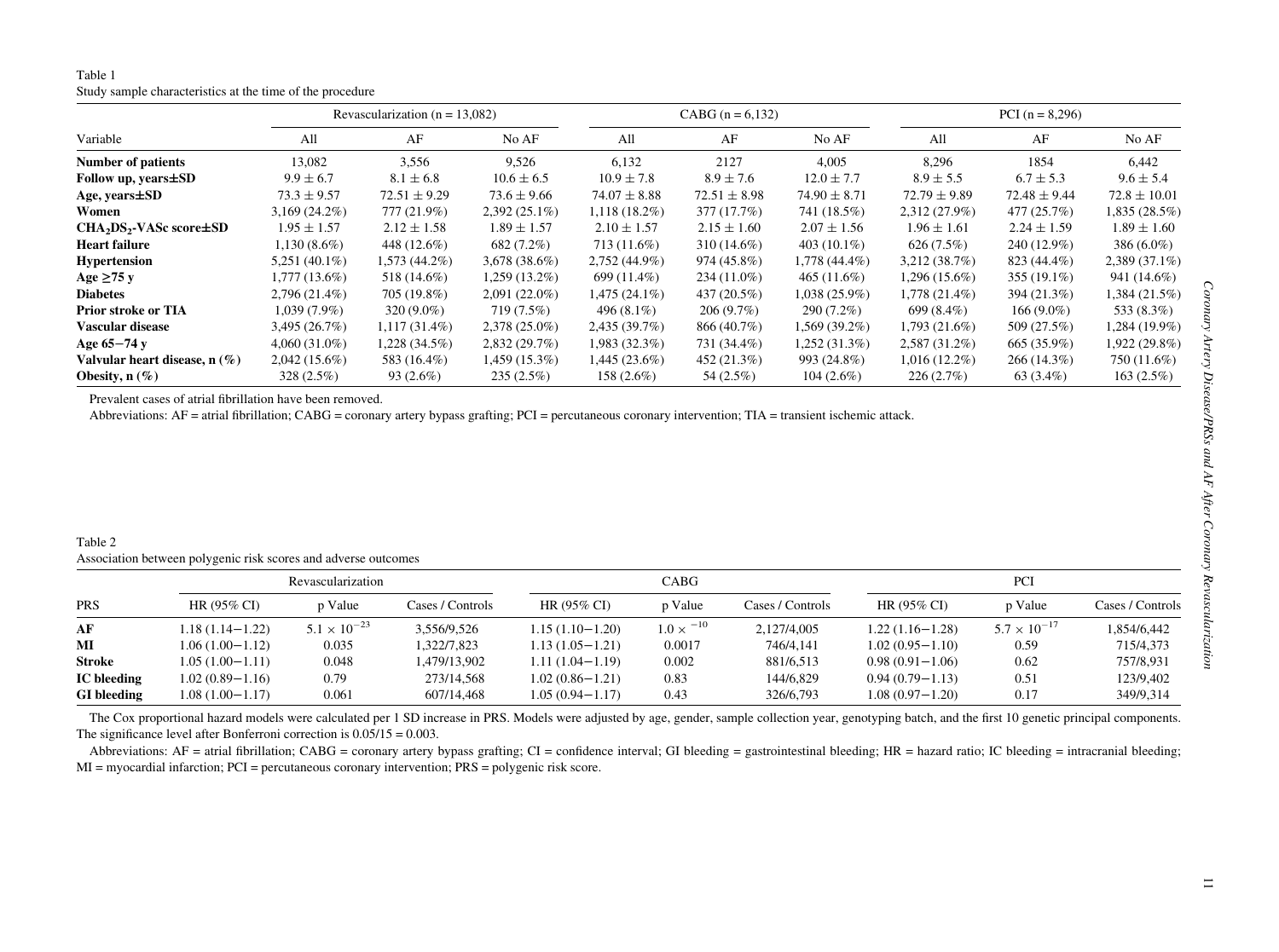Table 1

Study sample characteristics at the time of the procedure

| Variable | Revascularization (n = 13,082) | | | CABG (n = 6,132) | | | PCI (n = 8,296) | | |
|---|---|---|---|---|---|---|---|---|---|
| | All | AF | No AF | All | AF | No AF | All | AF | No AF |
| **Number of patients** | 13,082 | 3,556 | 9,526 | 6,132 | 2127 | 4,005 | 8,296 | 1854 | 6,442 |
| **Follow up, years±SD** | 9.9 ± 6.7 | 8.1 ± 6.8 | 10.6 ± 6.5 | 10.9 ± 7.8 | 8.9 ± 7.6 | 12.0 ± 7.7 | 8.9 ± 5.5 | 6.7 ± 5.3 | 9.6 ± 5.4 |
| **Age, years±SD** | 73.3 ± 9.57 | 72.51 ± 9.29 | 73.6 ± 9.66 | 74.07 ± 8.88 | 72.51 ± 8.98 | 74.90 ± 8.71 | 72.79 ± 9.89 | 72.48 ± 9.44 | 72.8 ± 10.01 |
| **Women** | 3,169 (24.2%) | 777 (21.9%) | 2,392 (25.1%) | 1,118 (18.2%) | 377 (17.7%) | 741 (18.5%) | 2,312 (27.9%) | 477 (25.7%) | 1,835 (28.5%) |
| **$CHA_2DS_2$-VASc score±SD** | 1.95 ± 1.57 | 2.12 ± 1.58 | 1.89 ± 1.57 | 2.10 ± 1.57 | 2.15 ± 1.60 | 2.07 ± 1.56 | 1.96 ± 1.61 | 2.24 ± 1.59 | 1.89 ± 1.60 |
| **Heart failure** | 1,130 (8.6%) | 448 (12.6%) | 682 (7.2%) | 713 (11.6%) | 310 (14.6%) | 403 (10.1%) | 626 (7.5%) | 240 (12.9%) | 386 (6.0%) |
| **Hypertension** | 5,251 (40.1%) | 1,573 (44.2%) | 3,678 (38.6%) | 2,752 (44.9%) | 974 (45.8%) | 1,778 (44.4%) | 3,212 (38.7%) | 823 (44.4%) | 2,389 (37.1%) |
| **Age ≥75 y** | 1,777 (13.6%) | 518 (14.6%) | 1,259 (13.2%) | 699 (11.4%) | 234 (11.0%) | 465 (11.6%) | 1,296 (15.6%) | 355 (19.1%) | 941 (14.6%) |
| **Diabetes** | 2,796 (21.4%) | 705 (19.8%) | 2,091 (22.0%) | 1,475 (24.1%) | 437 (20.5%) | 1,038 (25.9%) | 1,778 (21.4%) | 394 (21.3%) | 1,384 (21.5%) |
| **Prior stroke or TIA** | 1,039 (7.9%) | 320 (9.0%) | 719 (7.5%) | 496 (8.1%) | 206 (9.7%) | 290 (7.2%) | 699 (8.4%) | 166 (9.0%) | 533 (8.3%) |
| **Vascular disease** | 3,495 (26.7%) | 1,117 (31.4%) | 2,378 (25.0%) | 2,435 (39.7%) | 866 (40.7%) | 1,569 (39.2%) | 1,793 (21.6%) | 509 (27.5%) | 1,284 (19.9%) |
| **Age 65−74 y** | 4,060 (31.0%) | 1,228 (34.5%) | 2,832 (29.7%) | 1,983 (32.3%) | 731 (34.4%) | 1,252 (31.3%) | 2,587 (31.2%) | 665 (35.9%) | 1,922 (29.8%) |
| **Valvular heart disease, n (%)** | 2,042 (15.6%) | 583 (16.4%) | 1,459 (15.3%) | 1,445 (23.6%) | 452 (21.3%) | 993 (24.8%) | 1,016 (12.2%) | 266 (14.3%) | 750 (11.6%) |
| **Obesity, n (%)** | 328 (2.5%) | 93 (2.6%) | 235 (2.5%) | 158 (2.6%) | 54 (2.5%) | 104 (2.6%) | 226 (2.7%) | 63 (3.4%) | 163 (2.5%) |

Prevalent cases of atrial fibrillation have been removed.

Abbreviations: AF = atrial fibrillation; CABG = coronary artery bypass grafting; PCI = percutaneous coronary intervention; TIA = transient ischemic attack.

Table 2

Association between polygenic risk scores and adverse outcomes

| PRS | Revascularization | | | CABG | | | PCI | | |
|---|---|---|---|---|---|---|---|---|---|
| | HR (95% CI) | p Value | Cases / Controls | HR (95% CI) | p Value | Cases / Controls | HR (95% CI) | p Value | Cases / Controls |
| **AF** | 1.18 (1.14−1.22) | $5.1 \times 10^{-23}$ | 3,556/9,526 | 1.15 (1.10−1.20) | $1.0 \times ^{-10}$ | 2,127/4,005 | 1.22 (1.16−1.28) | $5.7 \times 10^{-17}$ | 1,854/6,442 |
| **MI** | 1.06 (1.00−1.12) | 0.035 | 1,322/7,823 | 1.13 (1.05−1.21) | 0.0017 | 746/4,141 | 1.02 (0.95−1.10) | 0.59 | 715/4,373 |
| **Stroke** | 1.05 (1.00−1.11) | 0.048 | 1,479/13,902 | 1.11 (1.04−1.19) | 0.002 | 881/6,513 | 0.98 (0.91−1.06) | 0.62 | 757/8,931 |
| **IC bleeding** | 1.02 (0.89−1.16) | 0.79 | 273/14,568 | 1.02 (0.86−1.21) | 0.83 | 144/6,829 | 0.94 (0.79−1.13) | 0.51 | 123/9,402 |
| **GI bleeding** | 1.08 (1.00−1.17) | 0.061 | 607/14,468 | 1.05 (0.94−1.17) | 0.43 | 326/6,793 | 1.08 (0.97−1.20) | 0.17 | 349/9,314 |

The Cox proportional hazard models were calculated per 1 SD increase in PRS. Models were adjusted by age, gender, sample collection year, genotyping batch, and the first 10 genetic principal components. The significance level after Bonferroni correction is 0.05/15 = 0.003.

Abbreviations: AF = atrial fibrillation; CABG = coronary artery bypass grafting; CI = confidence interval; GI bleeding = gastrointestinal bleeding; HR = hazard ratio; IC bleeding = intracranial bleeding; MI = myocardial infarction; PCI = percutaneous coronary intervention; PRS = polygenic risk score.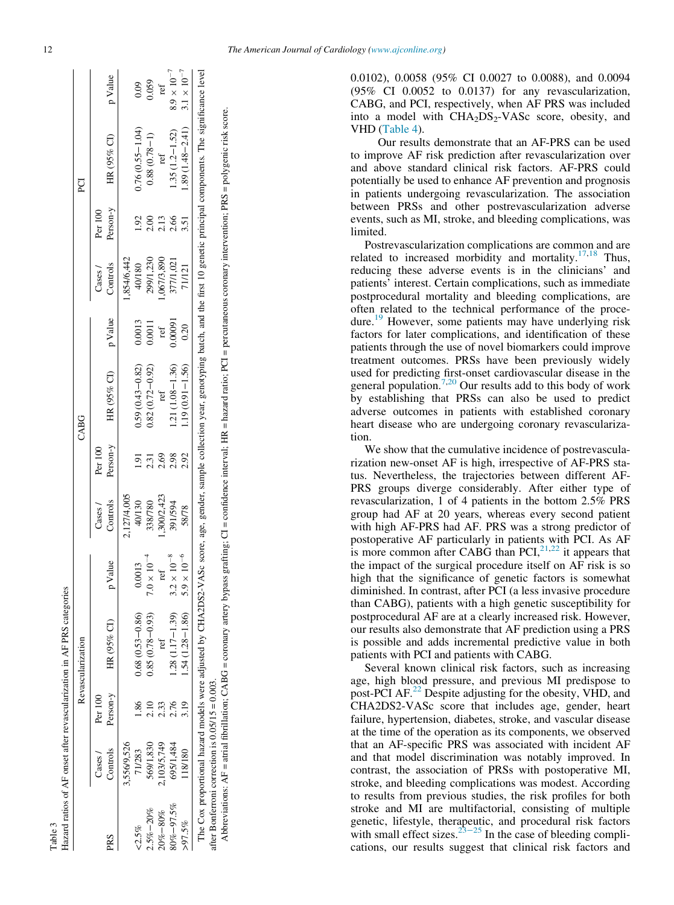Table 3
Hazard ratios of AF onset after revascularization in AF PRS categories

| PRS | Revascularization | | | | CABG | | | | PCI | | | |
|---|---|---|---|---|---|---|---|---|---|---|---|---|
| | Cases / Controls | Per 100 Person-y | HR (95% CI) | p Value | Cases / Controls | Per 100 Person-y | HR (95% CI) | p Value | Cases / Controls | Per 100 Person-y | HR (95% CI) | p Value |
| | 3,556/9,526 | | | | 2,127/4,005 | | | | 1,854/6,442 | | | |
| <2.5% | 71/283 | 1.86 | 0.68 (0.53−0.86) | 0.0013 | 40/130 | 1.91 | 0.59 (0.43−0.82) | 0.0013 | 40/180 | 1.92 | 0.76 (0.55−1.04) | 0.09 |
| 2.5%−20% | 569/1,830 | 2.10 | 0.85 (0.78−0.93) | $7.0 \times 10^{-4}$ | 338/780 | 2.31 | 0.82 (0.72−0.92) | 0.0011 | 299/1,230 | 2.00 | 0.88 (0.78−1) | 0.059 |
| 20%−80% | 2,103/5,749 | 2.33 | ref | ref | 1,300/2,423 | 2.69 | ref | ref | 1,067/3,890 | 2.13 | ref | ref |
| 80%−97.5% | 695/1,484 | 2.76 | 1.28 (1.17−1.39) | $3.2 \times 10^{-8}$ | 391/594 | 2.98 | 1.21 (1.08−1.36) | 0.00091 | 377/1,021 | 2.66 | 1.35 (1.2−1.52) | $8.9 \times 10^{-7}$ |
| >97.5% | 118/180 | 3.19 | 1.54 (1.28−1.86) | $5.9 \times 10^{-6}$ | 58/78 | 2.92 | 1.19 (0.91−1.56) | 0.20 | 71/121 | 3.51 | 1.89 (1.48−2.41) | $3.1 \times 10^{-7}$ |

The Cox proportional hazard models were adjusted by CHA2DS2-VASc score, age, gender, sample collection year, genotyping batch, and the first 10 genetic principal components. The significance level after Bonferroni correction is 0.05/15 = 0.003.

Abbreviations: AF = atrial fibrillation; CABG = coronary artery bypass grafting; CI = confidence interval; HR = hazard ratio; PCI = percutaneous coronary intervention; PRS = polygenic risk score.

0.0102), 0.0058 (95% CI 0.0027 to 0.0088), and 0.0094 (95% CI 0.0052 to 0.0137) for any revascularization, CABG, and PCI, respectively, when AF PRS was included into a model with $CHA_2DS_2$-VASc score, obesity, and VHD (Table 4).

Our results demonstrate that an AF-PRS can be used to improve AF risk prediction after revascularization over and above standard clinical risk factors. AF-PRS could potentially be used to enhance AF prevention and prognosis in patients undergoing revascularization. The association between PRSs and other postrevascularization adverse events, such as MI, stroke, and bleeding complications, was limited.

Postrevascularization complications are common and are related to increased morbidity and mortality.[17,18] Thus, reducing these adverse events is in the clinicians' and patients' interest. Certain complications, such as immediate postprocedural mortality and bleeding complications, are often related to the technical performance of the procedure.[19] However, some patients may have underlying risk factors for later complications, and identification of these patients through the use of novel biomarkers could improve treatment outcomes. PRSs have been previously widely used for predicting first-onset cardiovascular disease in the general population.[7,20] Our results add to this body of work by establishing that PRSs can also be used to predict adverse outcomes in patients with established coronary heart disease who are undergoing coronary revascularization.

We show that the cumulative incidence of postrevascularization new-onset AF is high, irrespective of AF-PRS status. Nevertheless, the trajectories between different AF-PRS groups diverge considerably. After either type of revascularization, 1 of 4 patients in the bottom 2.5% PRS group had AF at 20 years, whereas every second patient with high AF-PRS had AF. PRS was a strong predictor of postoperative AF particularly in patients with PCI. As AF is more common after CABG than PCI,[21,22] it appears that the impact of the surgical procedure itself on AF risk is so high that the significance of genetic factors is somewhat diminished. In contrast, after PCI (a less invasive procedure than CABG), patients with a high genetic susceptibility for postprocedural AF are at a clearly increased risk. However, our results also demonstrate that AF prediction using a PRS is possible and adds incremental predictive value in both patients with PCI and patients with CABG.

Several known clinical risk factors, such as increasing age, high blood pressure, and previous MI predispose to post-PCI AF.[22] Despite adjusting for the obesity, VHD, and CHA2DS2-VASc score that includes age, gender, heart failure, hypertension, diabetes, stroke, and vascular disease at the time of the operation as its components, we observed that an AF-specific PRS was associated with incident AF and that model discrimination was notably improved. In contrast, the association of PRSs with postoperative MI, stroke, and bleeding complications was modest. According to results from previous studies, the risk profiles for both stroke and MI are multifactorial, consisting of multiple genetic, lifestyle, therapeutic, and procedural risk factors with small effect sizes.[23−25] In the case of bleeding complications, our results suggest that clinical risk factors and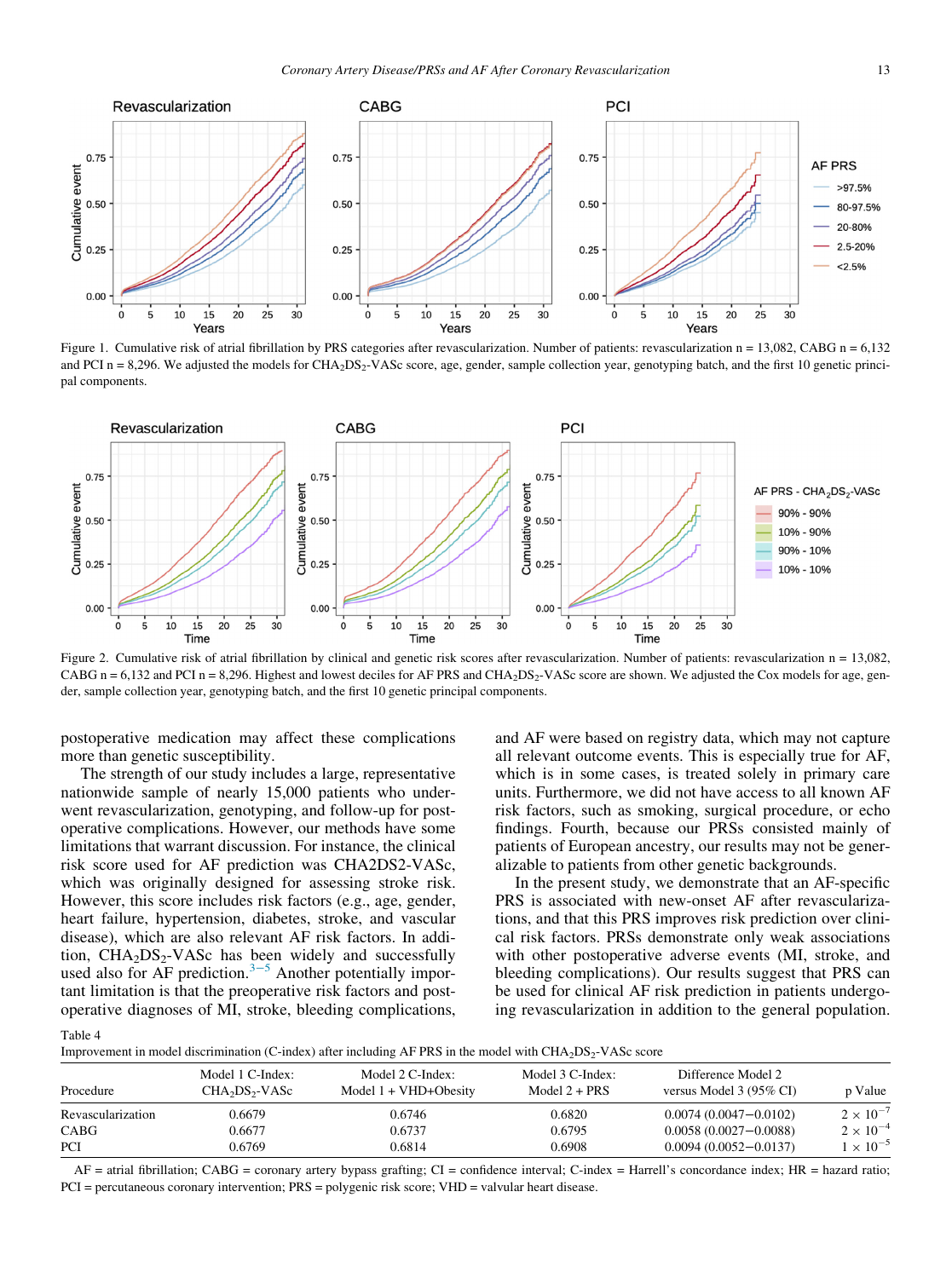Figure 1. Cumulative risk of atrial fibrillation by PRS categories after revascularization. Number of patients: revascularization n = 13,082, CABG n = 6,132 and PCI n = 8,296. We adjusted the models for $CHA_2DS_2$-VASc score, age, gender, sample collection year, genotyping batch, and the first 10 genetic principal components.

Figure 2. Cumulative risk of atrial fibrillation by clinical and genetic risk scores after revascularization. Number of patients: revascularization n = 13,082, CABG n = 6,132 and PCI n = 8,296. Highest and lowest deciles for AF PRS and $CHA_2DS_2$-VASc score are shown. We adjusted the Cox models for age, gender, sample collection year, genotyping batch, and the first 10 genetic principal components.

postoperative medication may affect these complications more than genetic susceptibility.

The strength of our study includes a large, representative nationwide sample of nearly 15,000 patients who underwent revascularization, genotyping, and follow-up for postoperative complications. However, our methods have some limitations that warrant discussion. For instance, the clinical risk score used for AF prediction was CHA2DS2-VASc, which was originally designed for assessing stroke risk. However, this score includes risk factors (e.g., age, gender, heart failure, hypertension, diabetes, stroke, and vascular disease), which are also relevant AF risk factors. In addition, $CHA_2DS_2$-VASc has been widely and successfully used also for AF prediction.[3−5] Another potentially important limitation is that the preoperative risk factors and postoperative diagnoses of MI, stroke, bleeding complications, and AF were based on registry data, which may not capture all relevant outcome events. This is especially true for AF, which is in some cases, is treated solely in primary care units. Furthermore, we did not have access to all known AF risk factors, such as smoking, surgical procedure, or echo findings. Fourth, because our PRSs consisted mainly of patients of European ancestry, our results may not be generalizable to patients from other genetic backgrounds.

In the present study, we demonstrate that an AF-specific PRS is associated with new-onset AF after revascularizations, and that this PRS improves risk prediction over clinical risk factors. PRSs demonstrate only weak associations with other postoperative adverse events (MI, stroke, and bleeding complications). Our results suggest that PRS can be used for clinical AF risk prediction in patients undergoing revascularization in addition to the general population.

Table 4
Improvement in model discrimination (C-index) after including AF PRS in the model with $CHA_2DS_2$-VASc score

| Procedure | Model 1 C-Index: $CHA_2DS_2$-VASc | Model 2 C-Index: Model 1 + VHD+Obesity | Model 3 C-Index: Model 2 + PRS | Difference Model 2 versus Model 3 (95% CI) | p Value |
|---|---|---|---|---|---|
| Revascularization | 0.6679 | 0.6746 | 0.6820 | 0.0074 (0.0047−0.0102) | $2 \times 10^{-7}$ |
| CABG | 0.6677 | 0.6737 | 0.6795 | 0.0058 (0.0027−0.0088) | $2 \times 10^{-4}$ |
| PCI | 0.6769 | 0.6814 | 0.6908 | 0.0094 (0.0052−0.0137) | $1 \times 10^{-5}$ |

AF = atrial fibrillation; CABG = coronary artery bypass grafting; CI = confidence interval; C-index = Harrell's concordance index; HR = hazard ratio; PCI = percutaneous coronary intervention; PRS = polygenic risk score; VHD = valvular heart disease.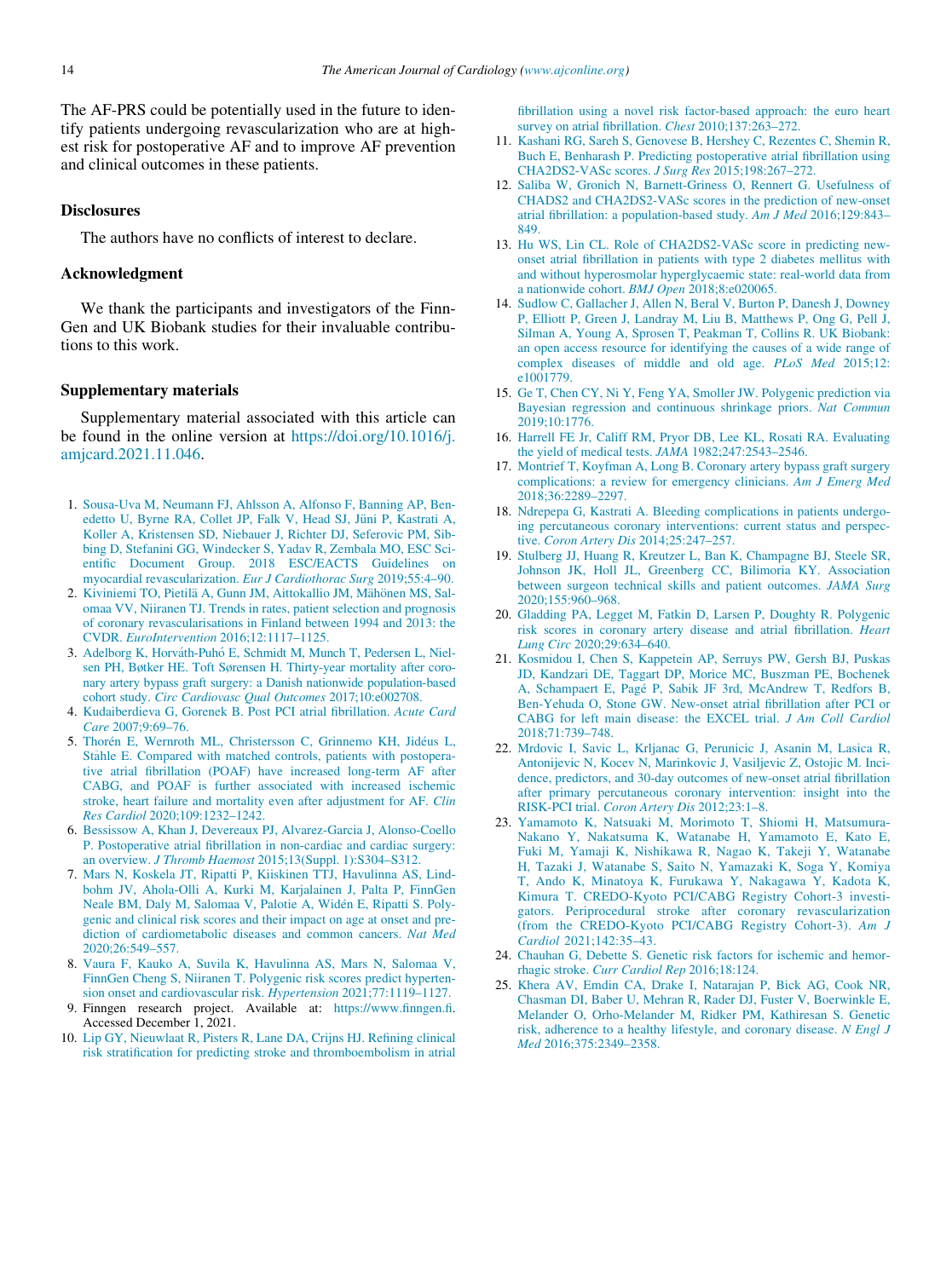The AF-PRS could be potentially used in the future to identify patients undergoing revascularization who are at highest risk for postoperative AF and to improve AF prevention and clinical outcomes in these patients.

## Disclosures

The authors have no conflicts of interest to declare.

## Acknowledgment

We thank the participants and investigators of the FinnGen and UK Biobank studies for their invaluable contributions to this work.

## Supplementary materials

Supplementary material associated with this article can be found in the online version at https://doi.org/10.1016/j.amjcard.2021.11.046.

1. Sousa-Uva M, Neumann FJ, Ahlsson A, Alfonso F, Banning AP, Benedetto U, Byrne RA, Collet JP, Falk V, Head SJ, Jüni P, Kastrati A, Koller A, Kristensen SD, Niebauer J, Richter DJ, Seferovic PM, Sibbing D, Stefanini GG, Windecker S, Yadav R, Zembala MO, ESC Scientific Document Group. 2018 ESC/EACTS Guidelines on myocardial revascularization. *Eur J Cardiothorac Surg* 2019;55:4–90.
2. Kiviniemi TO, Pietilä A, Gunn JM, Aittokallio JM, Mähönen MS, Salomaa VV, Niiranen TJ. Trends in rates, patient selection and prognosis of coronary revascularisations in Finland between 1994 and 2013: the CVDR. *EuroIntervention* 2016;12:1117–1125.
3. Adelborg K, Horváth-Puhó E, Schmidt M, Munch T, Pedersen L, Nielsen PH, Bøtker HE. Toft Sørensen H. Thirty-year mortality after coronary artery bypass graft surgery: a Danish nationwide population-based cohort study. *Circ Cardiovasc Qual Outcomes* 2017;10:e002708.
4. Kudaiberdieva G, Gorenek B. Post PCI atrial fibrillation. *Acute Card Care* 2007;9:69–76.
5. Thorén E, Wernroth ML, Christersson C, Grinnemo KH, Jidéus L, Ståhle E. Compared with matched controls, patients with postoperative atrial fibrillation (POAF) have increased long-term AF after CABG, and POAF is further associated with increased ischemic stroke, heart failure and mortality even after adjustment for AF. *Clin Res Cardiol* 2020;109:1232–1242.
6. Bessissow A, Khan J, Devereaux PJ, Alvarez-Garcia J, Alonso-Coello P. Postoperative atrial fibrillation in non-cardiac and cardiac surgery: an overview. *J Thromb Haemost* 2015;13(Suppl. 1):S304–S312.
7. Mars N, Koskela JT, Ripatti P, Kiiskinen TTJ, Havulinna AS, Lindbohm JV, Ahola-Olli A, Kurki M, Karjalainen J, Palta P, FinnGen Neale BM, Daly M, Salomaa V, Palotie A, Widén E, Ripatti S. Polygenic and clinical risk scores and their impact on age at onset and prediction of cardiometabolic diseases and common cancers. *Nat Med* 2020;26:549–557.
8. Vaura F, Kauko A, Suvila K, Havulinna AS, Mars N, Salomaa V, FinnGen Cheng S, Niiranen T. Polygenic risk scores predict hypertension onset and cardiovascular risk. *Hypertension* 2021;77:1119–1127.
9. Finngen research project. Available at: https://www.finngen.fi. Accessed December 1, 2021.
10. Lip GY, Nieuwlaat R, Pisters R, Lane DA, Crijns HJ. Refining clinical risk stratification for predicting stroke and thromboembolism in atrial fibrillation using a novel risk factor-based approach: the euro heart survey on atrial fibrillation. *Chest* 2010;137:263–272.
11. Kashani RG, Sareh S, Genovese B, Hershey C, Rezentes C, Shemin R, Buch E, Benharash P. Predicting postoperative atrial fibrillation using CHA2DS2-VASc scores. *J Surg Res* 2015;198:267–272.
12. Saliba W, Gronich N, Barnett-Griness O, Rennert G. Usefulness of CHADS2 and CHA2DS2-VASc scores in the prediction of new-onset atrial fibrillation: a population-based study. *Am J Med* 2016;129:843–849.
13. Hu WS, Lin CL. Role of CHA2DS2-VASc score in predicting new-onset atrial fibrillation in patients with type 2 diabetes mellitus with and without hyperosmolar hyperglycaemic state: real-world data from a nationwide cohort. *BMJ Open* 2018;8:e020065.
14. Sudlow C, Gallacher J, Allen N, Beral V, Burton P, Danesh J, Downey P, Elliott P, Green J, Landray M, Liu B, Matthews P, Ong G, Pell J, Silman A, Young A, Sprosen T, Peakman T, Collins R. UK Biobank: an open access resource for identifying the causes of a wide range of complex diseases of middle and old age. *PLoS Med* 2015;12:e1001779.
15. Ge T, Chen CY, Ni Y, Feng YA, Smoller JW. Polygenic prediction via Bayesian regression and continuous shrinkage priors. *Nat Commun* 2019;10:1776.
16. Harrell FE Jr, Califf RM, Pryor DB, Lee KL, Rosati RA. Evaluating the yield of medical tests. *JAMA* 1982;247:2543–2546.
17. Montrief T, Koyfman A, Long B. Coronary artery bypass graft surgery complications: a review for emergency clinicians. *Am J Emerg Med* 2018;36:2289–2297.
18. Ndrepepa G, Kastrati A. Bleeding complications in patients undergoing percutaneous coronary interventions: current status and perspective. *Coron Artery Dis* 2014;25:247–257.
19. Stulberg JJ, Huang R, Kreutzer L, Ban K, Champagne BJ, Steele SR, Johnson JK, Holl JL, Greenberg CC, Bilimoria KY. Association between surgeon technical skills and patient outcomes. *JAMA Surg* 2020;155:960–968.
20. Gladding PA, Legget M, Fatkin D, Larsen P, Doughty R. Polygenic risk scores in coronary artery disease and atrial fibrillation. *Heart Lung Circ* 2020;29:634–640.
21. Kosmidou I, Chen S, Kappetein AP, Serruys PW, Gersh BJ, Puskas JD, Kandzari DE, Taggart DP, Morice MC, Buszman PE, Bochenek A, Schampaert E, Pagé P, Sabik JF 3rd, McAndrew T, Redfors B, Ben-Yehuda O, Stone GW. New-onset atrial fibrillation after PCI or CABG for left main disease: the EXCEL trial. *J Am Coll Cardiol* 2018;71:739–748.
22. Mrdovic I, Savic L, Krljanac G, Perunicic J, Asanin M, Lasica R, Antonijevic N, Kocev N, Marinkovic J, Vasiljevic Z, Ostojic M. Incidence, predictors, and 30-day outcomes of new-onset atrial fibrillation after primary percutaneous coronary intervention: insight into the RISK-PCI trial. *Coron Artery Dis* 2012;23:1–8.
23. Yamamoto K, Natsuaki M, Morimoto T, Shiomi H, Matsumura-Nakano Y, Nakatsuma K, Watanabe H, Yamamoto E, Kato E, Fuki M, Yamaji K, Nishikawa R, Nagao K, Takeji Y, Watanabe H, Tazaki J, Watanabe S, Saito N, Yamazaki K, Soga Y, Komiya T, Ando K, Minatoya K, Furukawa Y, Nakagawa Y, Kadota K, Kimura T. CREDO-Kyoto PCI/CABG Registry Cohort-3 investigators. Periprocedural stroke after coronary revascularization (from the CREDO-Kyoto PCI/CABG Registry Cohort-3). *Am J Cardiol* 2021;142:35–43.
24. Chauhan G, Debette S. Genetic risk factors for ischemic and hemorrhagic stroke. *Curr Cardiol Rep* 2016;18:124.
25. Khera AV, Emdin CA, Drake I, Natarajan P, Bick AG, Cook NR, Chasman DI, Baber U, Mehran R, Rader DJ, Fuster V, Boerwinkle E, Melander O, Orho-Melander M, Ridker PM, Kathiresan S. Genetic risk, adherence to a healthy lifestyle, and coronary disease. *N Engl J Med* 2016;375:2349–2358.